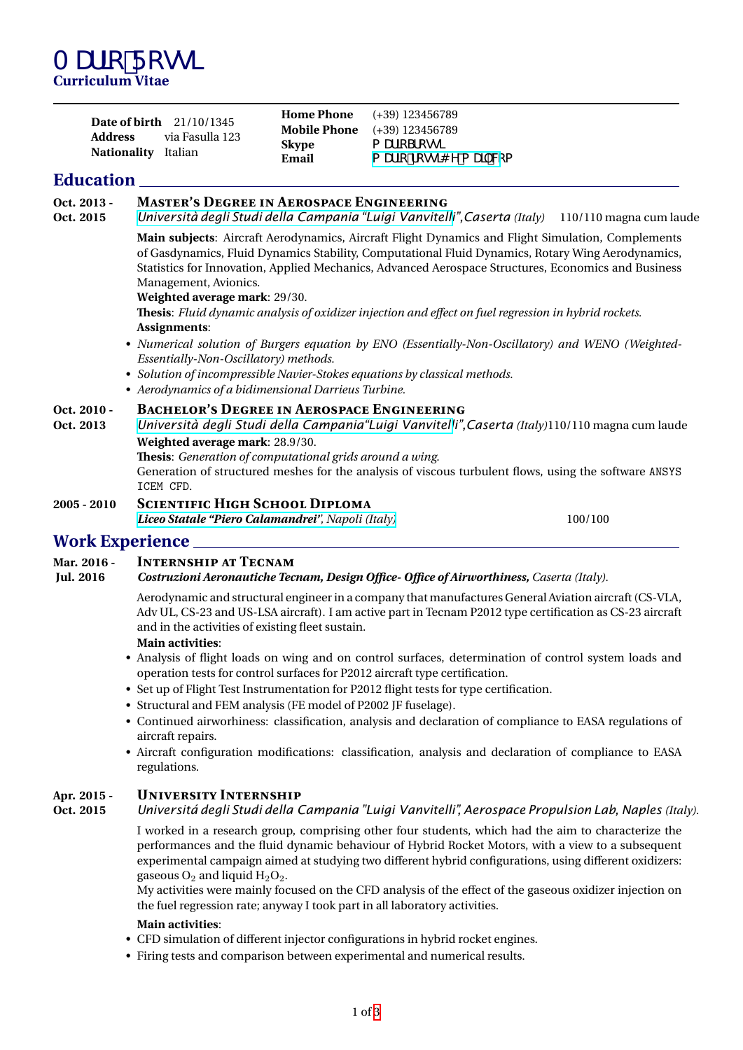# Mario Rossi

**Curriculum Vitae**

| | | | |
|---|---|---|---|
| **Date of birth** | 21/10/1345 | **Home Phone** | (+39) 123456789 |
| **Address** | via Fasulla 123 | **Mobile Phone** | (+39) 123456789 |
| **Nationality** | Italian | **Skype** | mario_rossi |
| | | **Email** | mario.rossi@email.com |

## Education

**Oct. 2013 - Oct. 2015**

### Master's Degree in Aerospace Engineering

*Università degli Studi della Campania "Luigi Vanvitelli"*, *Caserta (Italy)* 110/110 magna cum laude

**Main subjects**: Aircraft Aerodynamics, Aircraft Flight Dynamics and Flight Simulation, Complements of Gasdynamics, Fluid Dynamics Stability, Computational Fluid Dynamics, Rotary Wing Aerodynamics, Statistics for Innovation, Applied Mechanics, Advanced Aerospace Structures, Economics and Business Management, Avionics.

**Weighted average mark**: 29/30.

**Thesis**: *Fluid dynamic analysis of oxidizer injection and effect on fuel regression in hybrid rockets.*

**Assignments**:

- *Numerical solution of Burgers equation by ENO (Essentially-Non-Oscillatory) and WENO (Weighted-Essentially-Non-Oscillatory) methods.*
- *Solution of incompressible Navier-Stokes equations by classical methods.*
- *Aerodynamics of a bidimensional Darrieus Turbine.*

**Oct. 2010 - Oct. 2013**

### Bachelor's Degree in Aerospace Engineering

*Università degli Studi della Campania"Luigi Vanvitelli"*, *Caserta (Italy)* 110/110 magna cum laude

**Weighted average mark**: 28.9/30.

**Thesis**: *Generation of computational grids around a wing.*

Generation of structured meshes for the analysis of viscous turbulent flows, using the software `ANSYS ICEM CFD`.

**2005 - 2010**

### Scientific High School Diploma

***Liceo Statale "Piero Calamandrei"***, *Napoli (Italy)* 100/100

## Work Experience

**Mar. 2016 - Jul. 2016**

### Internship at Tecnam

***Costruzioni Aeronautiche Tecnam, Design Office- Office of Airworthiness,*** *Caserta (Italy).*

Aerodynamic and structural engineer in a company that manufactures General Aviation aircraft (CS-VLA, Adv UL, CS-23 and US-LSA aircraft). I am active part in Tecnam P2012 type certification as CS-23 aircraft and in the activities of existing fleet sustain.

**Main activities**:

- Analysis of flight loads on wing and on control surfaces, determination of control system loads and operation tests for control surfaces for P2012 aircraft type certification.
- Set up of Flight Test Instrumentation for P2012 flight tests for type certification.
- Structural and FEM analysis (FE model of P2002 JF fuselage).
- Continued airworthiness: classification, analysis and declaration of compliance to EASA regulations of aircraft repairs.
- Aircraft configuration modifications: classification, analysis and declaration of compliance to EASA regulations.

**Apr. 2015 - Oct. 2015**

### University Internship

*Universitá degli Studi della Campania "Luigi Vanvitelli", Aerospace Propulsion Lab, Naples (Italy).*

I worked in a research group, comprising other four students, which had the aim to characterize the performances and the fluid dynamic behaviour of Hybrid Rocket Motors, with a view to a subsequent experimental campaign aimed at studying two different hybrid configurations, using different oxidizers: gaseous $O_2$ and liquid $H_2O_2$.

My activities were mainly focused on the CFD analysis of the effect of the gaseous oxidizer injection on the fuel regression rate; anyway I took part in all laboratory activities.

**Main activities**:

- CFD simulation of different injector configurations in hybrid rocket engines.
- Firing tests and comparison between experimental and numerical results.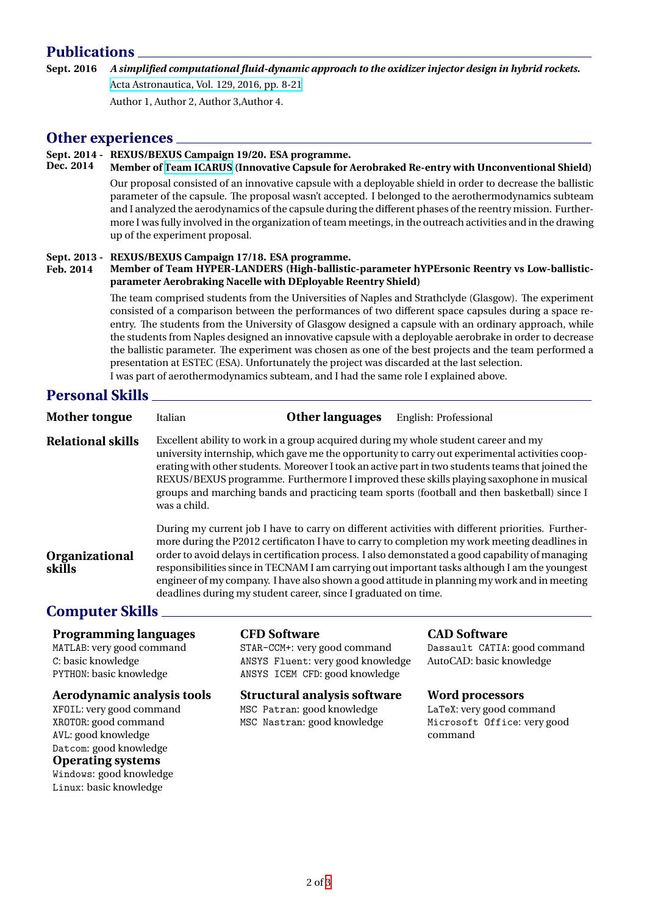## Publications

**Sept. 2016** ***A simplified computational fluid-dynamic approach to the oxidizer injector design in hybrid rockets.***
Acta Astronautica, Vol. 129, 2016, pp. 8-21
Author 1, Author 2, Author 3,Author 4.

## Other experiences

**Sept. 2014 - Dec. 2014** **REXUS/BEXUS Campaign 19/20. ESA programme.**
**Member of Team ICARUS (Innovative Capsule for Aerobraked Re-entry with Unconventional Shield)**

Our proposal consisted of an innovative capsule with a deployable shield in order to decrease the ballistic parameter of the capsule. The proposal wasn't accepted. I belonged to the aerothermodynamics subteam and I analyzed the aerodynamics of the capsule during the different phases of the reentry mission. Furthermore I was fully involved in the organization of team meetings, in the outreach activities and in the drawing up of the experiment proposal.

**Sept. 2013 - Feb. 2014** **REXUS/BEXUS Campaign 17/18. ESA programme.**
**Member of Team HYPER-LANDERS (High-ballistic-parameter hYPErsonic Reentry vs Low-ballistic-parameter Aerobraking Nacelle with DEployable Reentry Shield)**

The team comprised students from the Universities of Naples and Strathclyde (Glasgow). The experiment consisted of a comparison between the performances of two different space capsules during a space reentry. The students from the University of Glasgow designed a capsule with an ordinary approach, while the students from Naples designed an innovative capsule with a deployable aerobrake in order to decrease the ballistic parameter. The experiment was chosen as one of the best projects and the team performed a presentation at ESTEC (ESA). Unfortunately the project was discarded at the last selection.
I was part of aerothermodynamics subteam, and I had the same role I explained above.

## Personal Skills

**Mother tongue** Italian **Other languages** English: Professional

**Relational skills** Excellent ability to work in a group acquired during my whole student career and my university internship, which gave me the opportunity to carry out experimental activities cooperating with other students. Moreover I took an active part in two students teams that joined the REXUS/BEXUS programme. Furthermore I improved these skills playing saxophone in musical groups and marching bands and practicing team sports (football and then basketball) since I was a child.

**Organizational skills** During my current job I have to carry on different activities with different priorities. Furthermore during the P2012 certificaton I have to carry to completion my work meeting deadlines in order to avoid delays in certification process. I also demonstated a good capability of managing responsibilities since in TECNAM I am carrying out important tasks although I am the youngest engineer of my company. I have also shown a good attitude in planning my work and in meeting deadlines during my student career, since I graduated on time.

## Computer Skills

**Programming languages**
MATLAB: very good command
C: basic knowledge
PYTHON: basic knowledge

**CFD Software**
STAR-CCM+: very good command
ANSYS Fluent: very good knowledge
ANSYS ICEM CFD: good knowledge

**CAD Software**
Dassault CATIA: good command
AutoCAD: basic knowledge

**Aerodynamic analysis tools**
XFOIL: very good command
XROTOR: good command
AVL: good knowledge
Datcom: good knowledge

**Structural analysis software**
MSC Patran: good knowledge
MSC Nastran: good knowledge

**Word processors**
LaTeX: very good command
Microsoft Office: very good command

**Operating systems**
Windows: good knowledge
Linux: basic knowledge